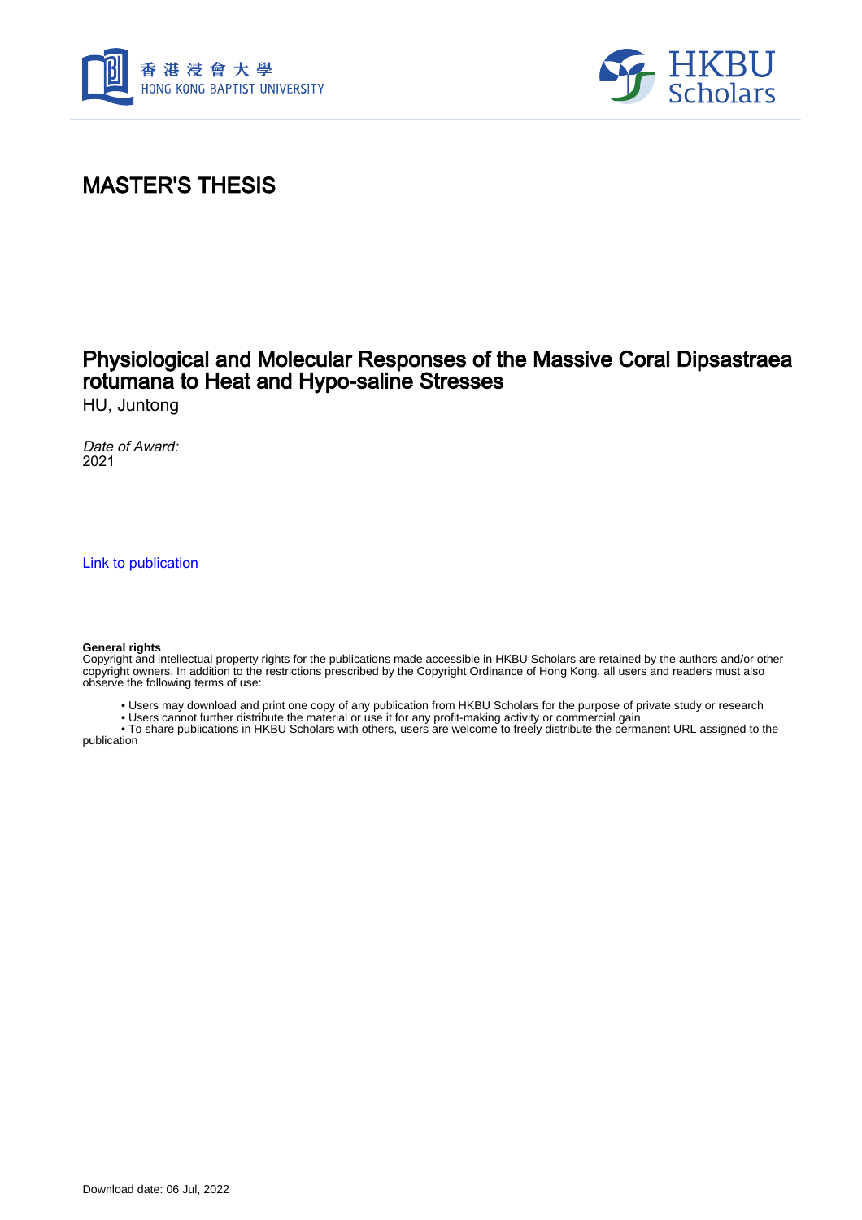# MASTER'S THESIS

## Physiological and Molecular Responses of the Massive Coral Dipsastraea rotumana to Heat and Hypo-saline Stresses

HU, Juntong

*Date of Award:*
2021

[Link to publication](#)

**General rights**
Copyright and intellectual property rights for the publications made accessible in HKBU Scholars are retained by the authors and/or other copyright owners. In addition to the restrictions prescribed by the Copyright Ordinance of Hong Kong, all users and readers must also observe the following terms of use:

- Users may download and print one copy of any publication from HKBU Scholars for the purpose of private study or research
- Users cannot further distribute the material or use it for any profit-making activity or commercial gain
- To share publications in HKBU Scholars with others, users are welcome to freely distribute the permanent URL assigned to the publication

Download date: 06 Jul, 2022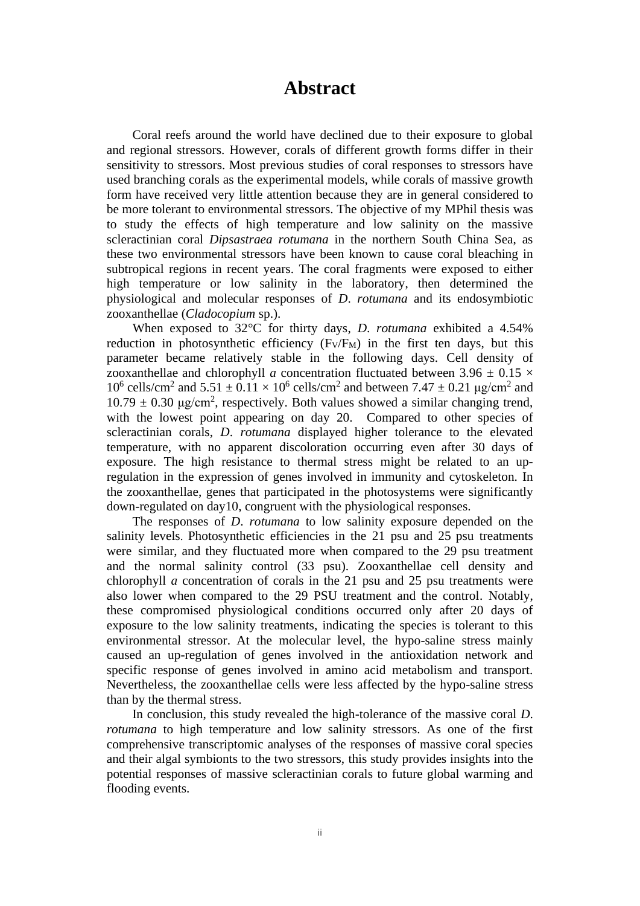# Abstract

Coral reefs around the world have declined due to their exposure to global and regional stressors. However, corals of different growth forms differ in their sensitivity to stressors. Most previous studies of coral responses to stressors have used branching corals as the experimental models, while corals of massive growth form have received very little attention because they are in general considered to be more tolerant to environmental stressors. The objective of my MPhil thesis was to study the effects of high temperature and low salinity on the massive scleractinian coral *Dipsastraea rotumana* in the northern South China Sea, as these two environmental stressors have been known to cause coral bleaching in subtropical regions in recent years. The coral fragments were exposed to either high temperature or low salinity in the laboratory, then determined the physiological and molecular responses of *D. rotumana* and its endosymbiotic zooxanthellae (*Cladocopium* sp.).

When exposed to 32°C for thirty days, *D. rotumana* exhibited a 4.54% reduction in photosynthetic efficiency ($F_V/F_M$) in the first ten days, but this parameter became relatively stable in the following days. Cell density of zooxanthellae and chlorophyll *a* concentration fluctuated between $3.96 \pm 0.15 \times 10^6$ cells/cm$^2$ and $5.51 \pm 0.11 \times 10^6$ cells/cm$^2$ and between $7.47 \pm 0.21$ μg/cm$^2$ and $10.79 \pm 0.30$ μg/cm$^2$, respectively. Both values showed a similar changing trend, with the lowest point appearing on day 20. Compared to other species of scleractinian corals, *D. rotumana* displayed higher tolerance to the elevated temperature, with no apparent discoloration occurring even after 30 days of exposure. The high resistance to thermal stress might be related to an up-regulation in the expression of genes involved in immunity and cytoskeleton. In the zooxanthellae, genes that participated in the photosystems were significantly down-regulated on day10, congruent with the physiological responses.

The responses of *D. rotumana* to low salinity exposure depended on the salinity levels. Photosynthetic efficiencies in the 21 psu and 25 psu treatments were similar, and they fluctuated more when compared to the 29 psu treatment and the normal salinity control (33 psu). Zooxanthellae cell density and chlorophyll *a* concentration of corals in the 21 psu and 25 psu treatments were also lower when compared to the 29 PSU treatment and the control. Notably, these compromised physiological conditions occurred only after 20 days of exposure to the low salinity treatments, indicating the species is tolerant to this environmental stressor. At the molecular level, the hypo-saline stress mainly caused an up-regulation of genes involved in the antioxidation network and specific response of genes involved in amino acid metabolism and transport. Nevertheless, the zooxanthellae cells were less affected by the hypo-saline stress than by the thermal stress.

In conclusion, this study revealed the high-tolerance of the massive coral *D. rotumana* to high temperature and low salinity stressors. As one of the first comprehensive transcriptomic analyses of the responses of massive coral species and their algal symbionts to the two stressors, this study provides insights into the potential responses of massive scleractinian corals to future global warming and flooding events.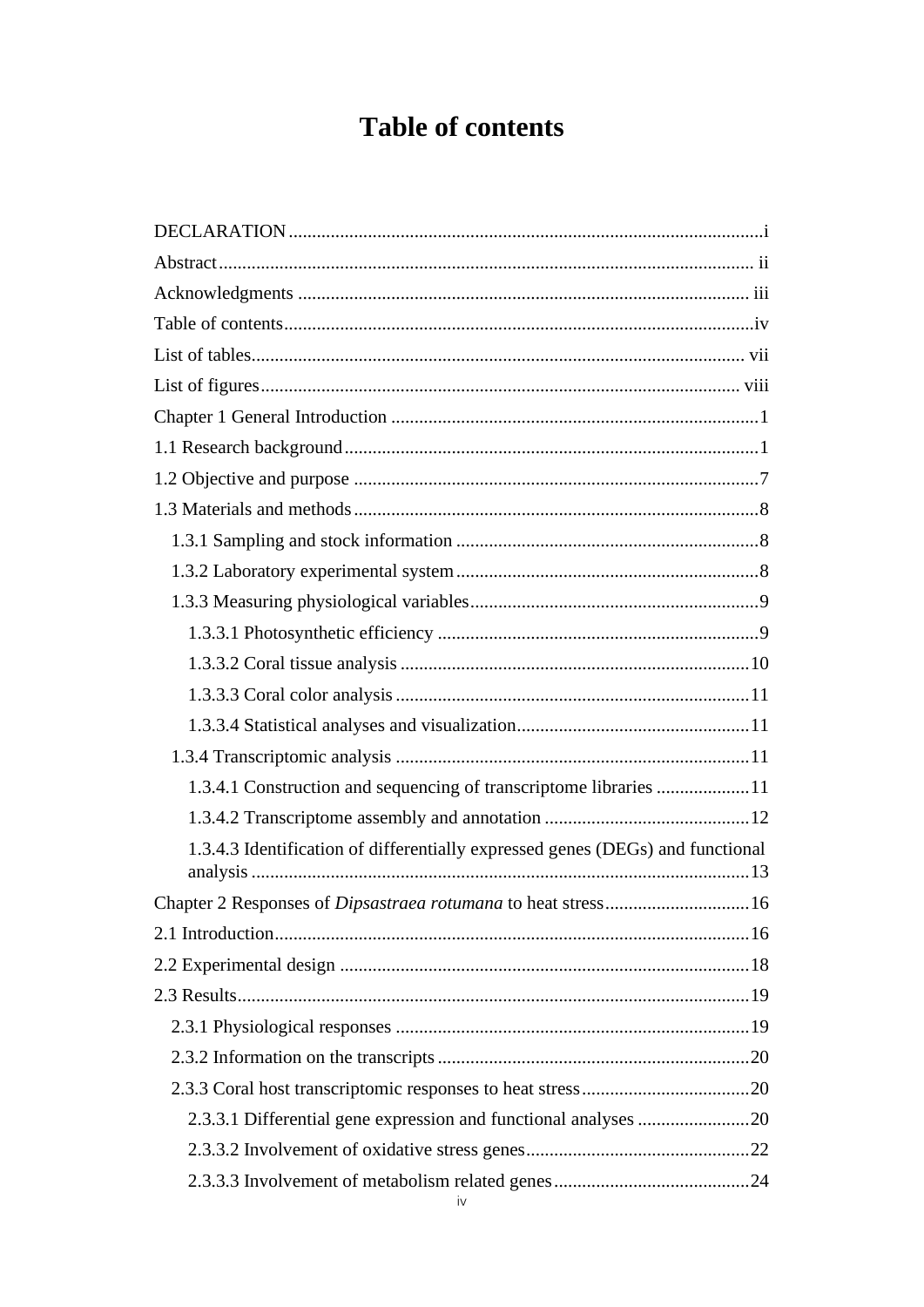# Table of contents

DECLARATION .....i

Abstract ..... ii

Acknowledgments ..... iii

Table of contents .....iv

List of tables ..... vii

List of figures ..... viii

Chapter 1 General Introduction .....1

1.1 Research background .....1

1.2 Objective and purpose .....7

1.3 Materials and methods .....8

- 1.3.1 Sampling and stock information .....8
- 1.3.2 Laboratory experimental system .....8
- 1.3.3 Measuring physiological variables .....9
  - 1.3.3.1 Photosynthetic efficiency .....9
  - 1.3.3.2 Coral tissue analysis .....10
  - 1.3.3.3 Coral color analysis .....11
  - 1.3.3.4 Statistical analyses and visualization .....11
- 1.3.4 Transcriptomic analysis .....11
  - 1.3.4.1 Construction and sequencing of transcriptome libraries .....11
  - 1.3.4.2 Transcriptome assembly and annotation .....12
  - 1.3.4.3 Identification of differentially expressed genes (DEGs) and functional analysis .....13

Chapter 2 Responses of *Dipsastraea rotumana* to heat stress .....16

2.1 Introduction .....16

2.2 Experimental design .....18

2.3 Results .....19

- 2.3.1 Physiological responses .....19
- 2.3.2 Information on the transcripts .....20
- 2.3.3 Coral host transcriptomic responses to heat stress .....20
  - 2.3.3.1 Differential gene expression and functional analyses .....20
  - 2.3.3.2 Involvement of oxidative stress genes .....22
  - 2.3.3.3 Involvement of metabolism related genes .....24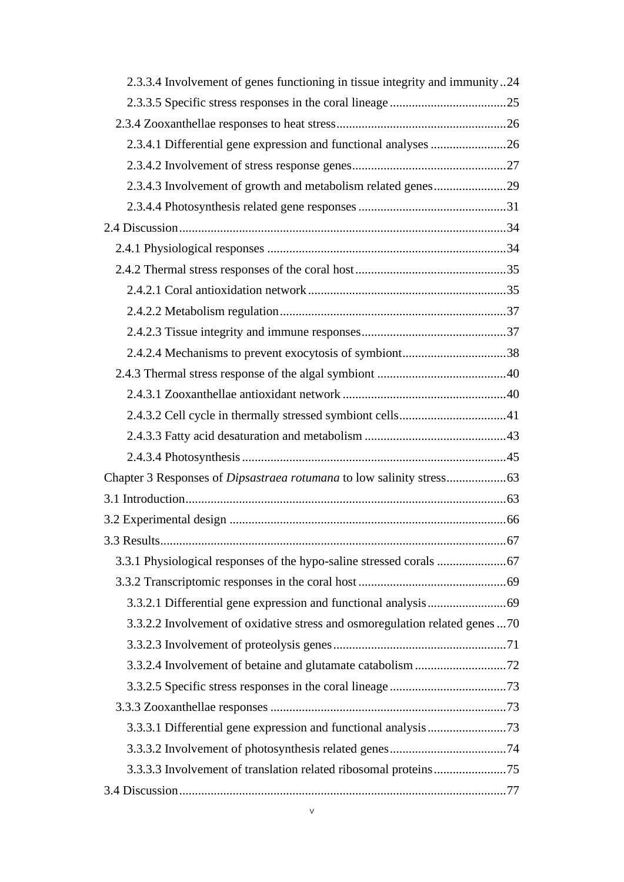2.3.3.4 Involvement of genes functioning in tissue integrity and immunity..24

2.3.3.5 Specific stress responses in the coral lineage.....................................25

2.3.4 Zooxanthellae responses to heat stress......................................................26

2.3.4.1 Differential gene expression and functional analyses ........................26

2.3.4.2 Involvement of stress response genes.................................................27

2.3.4.3 Involvement of growth and metabolism related genes.......................29

2.3.4.4 Photosynthesis related gene responses ...............................................31

2.4 Discussion........................................................................................................34

2.4.1 Physiological responses ............................................................................34

2.4.2 Thermal stress responses of the coral host................................................35

2.4.2.1 Coral antioxidation network ...............................................................35

2.4.2.2 Metabolism regulation........................................................................37

2.4.2.3 Tissue integrity and immune responses..............................................37

2.4.2.4 Mechanisms to prevent exocytosis of symbiont.................................38

2.4.3 Thermal stress response of the algal symbiont .........................................40

2.4.3.1 Zooxanthellae antioxidant network ....................................................40

2.4.3.2 Cell cycle in thermally stressed symbiont cells..................................41

2.4.3.3 Fatty acid desaturation and metabolism .............................................43

2.4.3.4 Photosynthesis....................................................................................45

Chapter 3 Responses of *Dipsastraea rotumana* to low salinity stress...................63

3.1 Introduction......................................................................................................63

3.2 Experimental design ........................................................................................66

3.3 Results..............................................................................................................67

3.3.1 Physiological responses of the hypo-saline stressed corals ......................67

3.3.2 Transcriptomic responses in the coral host...............................................69

3.3.2.1 Differential gene expression and functional analysis.........................69

3.3.2.2 Involvement of oxidative stress and osmoregulation related genes ...70

3.3.2.3 Involvement of proteolysis genes.......................................................71

3.3.2.4 Involvement of betaine and glutamate catabolism .............................72

3.3.2.5 Specific stress responses in the coral lineage .....................................73

3.3.3 Zooxanthellae responses ...........................................................................73

3.3.3.1 Differential gene expression and functional analysis.........................73

3.3.3.2 Involvement of photosynthesis related genes.....................................74

3.3.3.3 Involvement of translation related ribosomal proteins.......................75

3.4 Discussion........................................................................................................77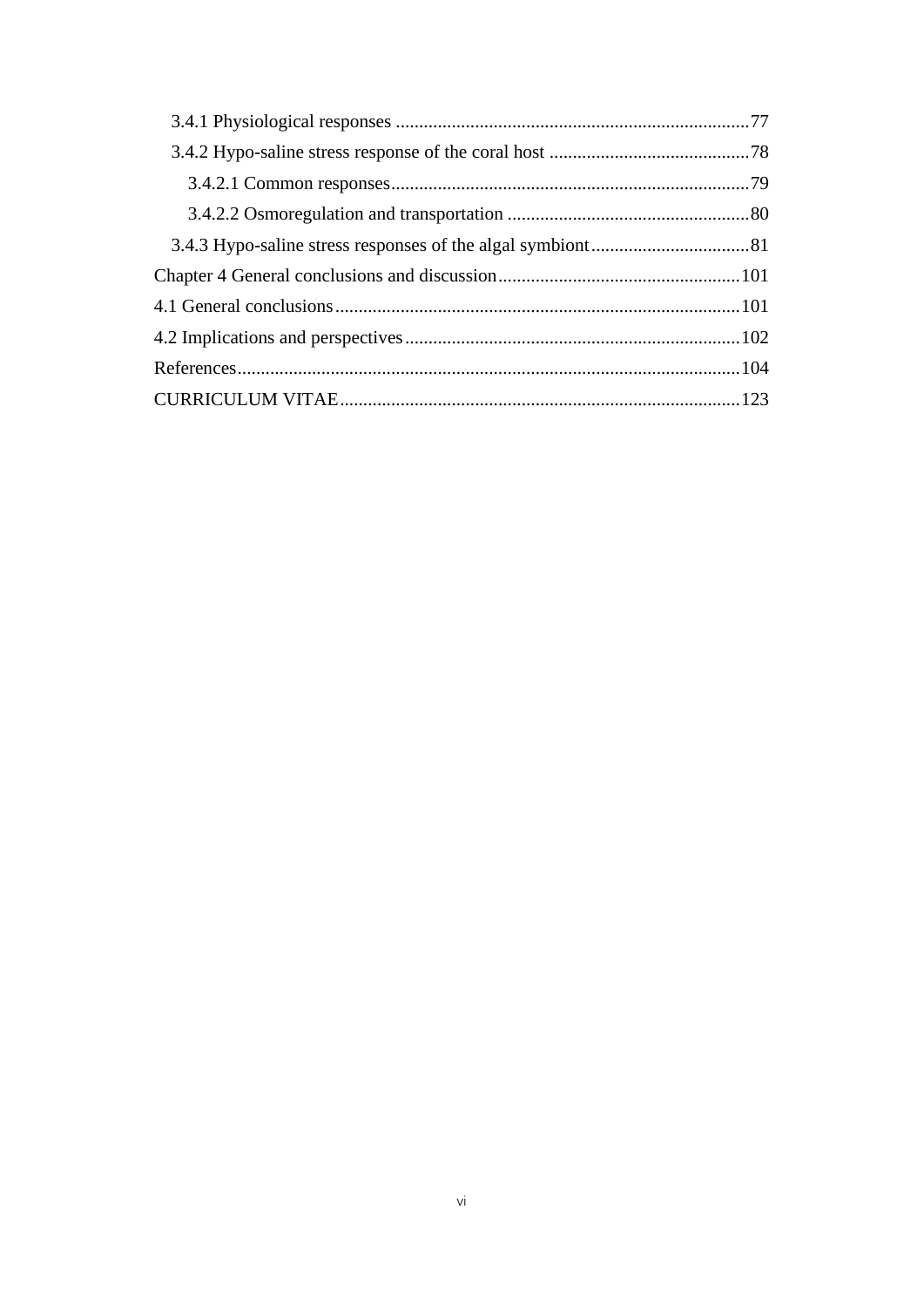3.4.1 Physiological responses ............................................................................77

3.4.2 Hypo-saline stress response of the coral host ...........................................78

3.4.2.1 Common responses.............................................................................79

3.4.2.2 Osmoregulation and transportation ....................................................80

3.4.3 Hypo-saline stress responses of the algal symbiont..................................81

Chapter 4 General conclusions and discussion....................................................101

4.1 General conclusions.......................................................................................101

4.2 Implications and perspectives........................................................................102

References...........................................................................................................104

CURRICULUM VITAE.....................................................................................123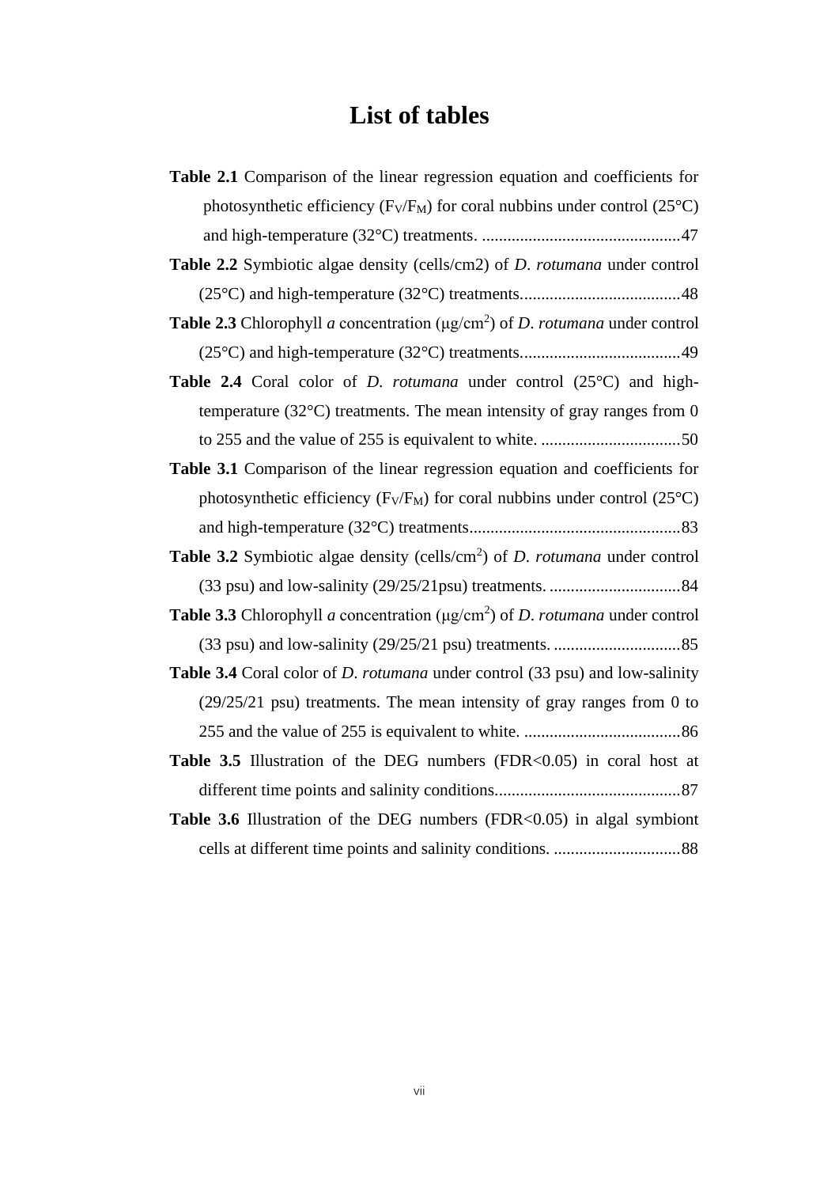# List of tables

**Table 2.1** Comparison of the linear regression equation and coefficients for photosynthetic efficiency ($F_V/F_M$) for coral nubbins under control (25°C) and high-temperature (32°C) treatments. ...............................................47

**Table 2.2** Symbiotic algae density (cells/cm2) of *D. rotumana* under control (25°C) and high-temperature (32°C) treatments......................................48

**Table 2.3** Chlorophyll *a* concentration (μg/cm$^2$) of *D. rotumana* under control (25°C) and high-temperature (32°C) treatments......................................49

**Table 2.4** Coral color of *D. rotumana* under control (25°C) and high-temperature (32°C) treatments. The mean intensity of gray ranges from 0 to 255 and the value of 255 is equivalent to white. .................................50

**Table 3.1** Comparison of the linear regression equation and coefficients for photosynthetic efficiency ($F_V/F_M$) for coral nubbins under control (25°C) and high-temperature (32°C) treatments..................................................83

**Table 3.2** Symbiotic algae density (cells/cm$^2$) of *D. rotumana* under control (33 psu) and low-salinity (29/25/21psu) treatments. ...............................84

**Table 3.3** Chlorophyll *a* concentration (μg/cm$^2$) of *D. rotumana* under control (33 psu) and low-salinity (29/25/21 psu) treatments. ..............................85

**Table 3.4** Coral color of *D. rotumana* under control (33 psu) and low-salinity (29/25/21 psu) treatments. The mean intensity of gray ranges from 0 to 255 and the value of 255 is equivalent to white. .....................................86

**Table 3.5** Illustration of the DEG numbers (FDR<0.05) in coral host at different time points and salinity conditions............................................87

**Table 3.6** Illustration of the DEG numbers (FDR<0.05) in algal symbiont cells at different time points and salinity conditions. ..............................88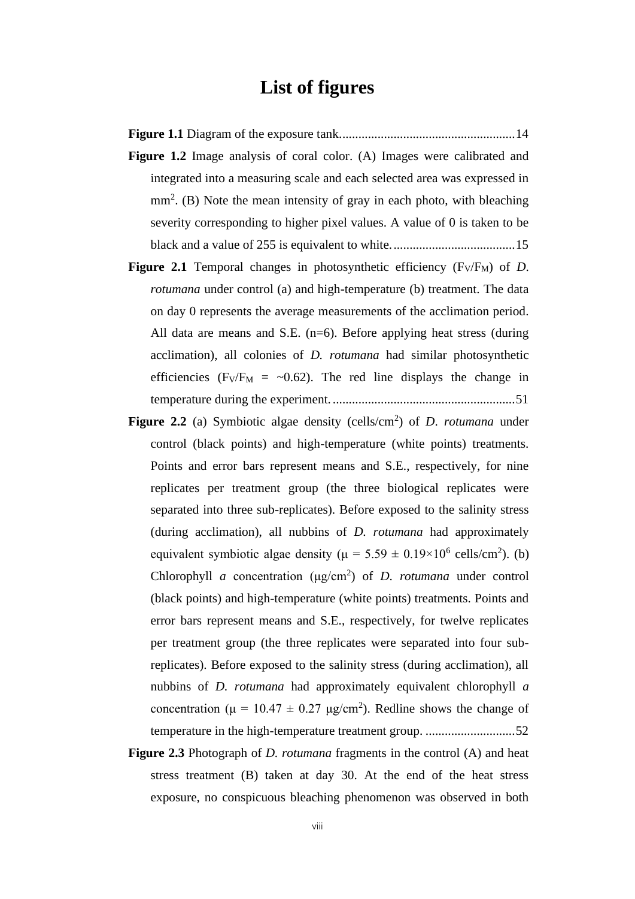# List of figures

**Figure 1.1** Diagram of the exposure tank.......................................................14

**Figure 1.2** Image analysis of coral color. (A) Images were calibrated and integrated into a measuring scale and each selected area was expressed in $mm^2$. (B) Note the mean intensity of gray in each photo, with bleaching severity corresponding to higher pixel values. A value of 0 is taken to be black and a value of 255 is equivalent to white.......................................15

**Figure 2.1** Temporal changes in photosynthetic efficiency ($F_V/F_M$) of *D. rotumana* under control (a) and high-temperature (b) treatment. The data on day 0 represents the average measurements of the acclimation period. All data are means and S.E. (n=6). Before applying heat stress (during acclimation), all colonies of *D. rotumana* had similar photosynthetic efficiencies ($F_V/F_M$ = ~0.62). The red line displays the change in temperature during the experiment..........................................................51

**Figure 2.2** (a) Symbiotic algae density (cells/$cm^2$) of *D. rotumana* under control (black points) and high-temperature (white points) treatments. Points and error bars represent means and S.E., respectively, for nine replicates per treatment group (the three biological replicates were separated into three sub-replicates). Before exposed to the salinity stress (during acclimation), all nubbins of *D. rotumana* had approximately equivalent symbiotic algae density ($\mu = 5.59 \pm 0.19 \times 10^6$ cells/$cm^2$). (b) Chlorophyll *a* concentration ($\mu g/cm^2$) of *D. rotumana* under control (black points) and high-temperature (white points) treatments. Points and error bars represent means and S.E., respectively, for twelve replicates per treatment group (the three replicates were separated into four sub-replicates). Before exposed to the salinity stress (during acclimation), all nubbins of *D. rotumana* had approximately equivalent chlorophyll *a* concentration ($\mu = 10.47 \pm 0.27$ $\mu g/cm^2$). Redline shows the change of temperature in the high-temperature treatment group. ............................52

**Figure 2.3** Photograph of *D. rotumana* fragments in the control (A) and heat stress treatment (B) taken at day 30. At the end of the heat stress exposure, no conspicuous bleaching phenomenon was observed in both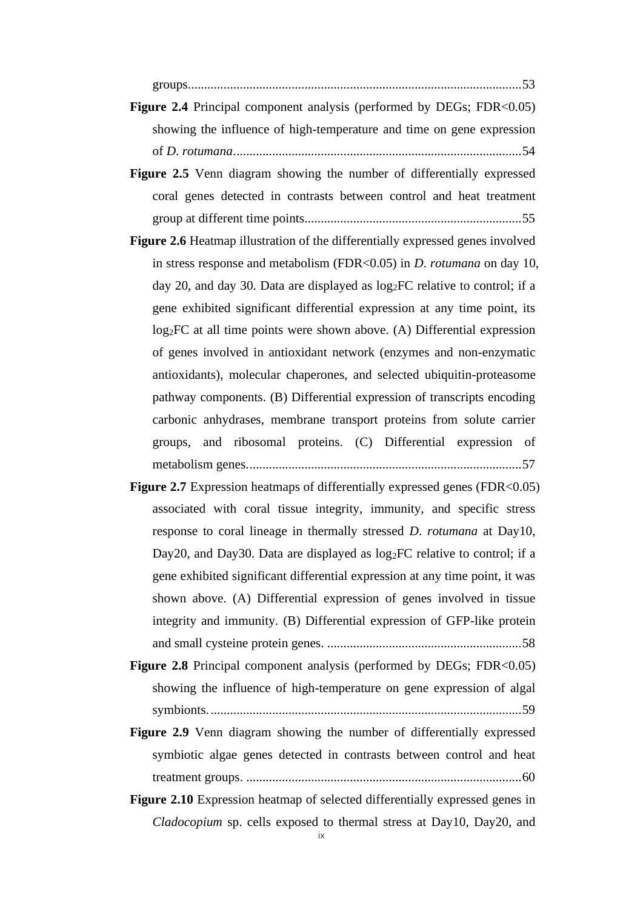groups......................................................................................................53

**Figure 2.4** Principal component analysis (performed by DEGs; FDR<0.05) showing the influence of high-temperature and time on gene expression of *D. rotumana*.........................................................................................54

**Figure 2.5** Venn diagram showing the number of differentially expressed coral genes detected in contrasts between control and heat treatment group at different time points...................................................................55

**Figure 2.6** Heatmap illustration of the differentially expressed genes involved in stress response and metabolism (FDR<0.05) in *D. rotumana* on day 10, day 20, and day 30. Data are displayed as $\log_2$FC relative to control; if a gene exhibited significant differential expression at any time point, its $\log_2$FC at all time points were shown above. (A) Differential expression of genes involved in antioxidant network (enzymes and non-enzymatic antioxidants), molecular chaperones, and selected ubiquitin-proteasome pathway components. (B) Differential expression of transcripts encoding carbonic anhydrases, membrane transport proteins from solute carrier groups, and ribosomal proteins. (C) Differential expression of metabolism genes....................................................................................57

**Figure 2.7** Expression heatmaps of differentially expressed genes (FDR<0.05) associated with coral tissue integrity, immunity, and specific stress response to coral lineage in thermally stressed *D. rotumana* at Day10, Day20, and Day30. Data are displayed as $\log_2$FC relative to control; if a gene exhibited significant differential expression at any time point, it was shown above. (A) Differential expression of genes involved in tissue integrity and immunity. (B) Differential expression of GFP-like protein and small cysteine protein genes. ............................................................58

**Figure 2.8** Principal component analysis (performed by DEGs; FDR<0.05) showing the influence of high-temperature on gene expression of algal symbionts.................................................................................................59

**Figure 2.9** Venn diagram showing the number of differentially expressed symbiotic algae genes detected in contrasts between control and heat treatment groups. .....................................................................................60

**Figure 2.10** Expression heatmap of selected differentially expressed genes in *Cladocopium* sp. cells exposed to thermal stress at Day10, Day20, and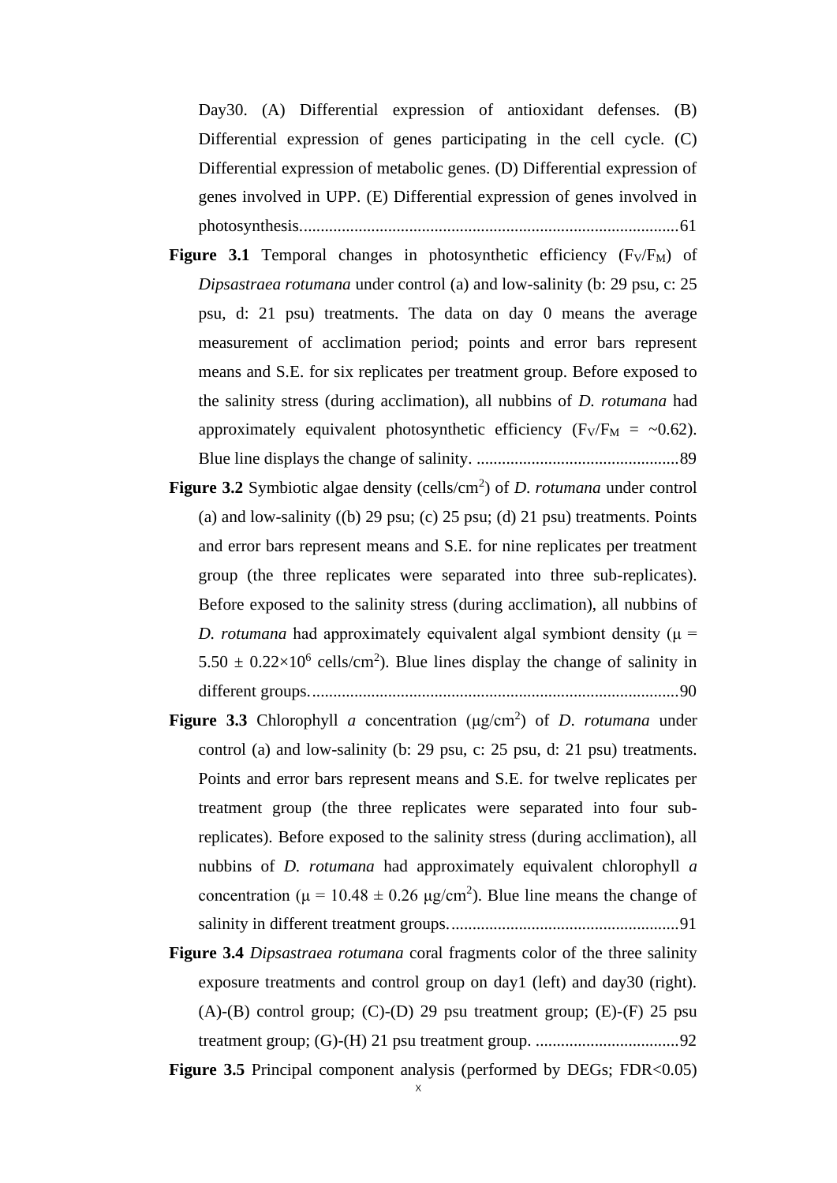Day30. (A) Differential expression of antioxidant defenses. (B) Differential expression of genes participating in the cell cycle. (C) Differential expression of metabolic genes. (D) Differential expression of genes involved in UPP. (E) Differential expression of genes involved in photosynthesis.........................................................................................61

**Figure 3.1** Temporal changes in photosynthetic efficiency ($F_V/F_M$) of *Dipsastraea rotumana* under control (a) and low-salinity (b: 29 psu, c: 25 psu, d: 21 psu) treatments. The data on day 0 means the average measurement of acclimation period; points and error bars represent means and S.E. for six replicates per treatment group. Before exposed to the salinity stress (during acclimation), all nubbins of *D. rotumana* had approximately equivalent photosynthetic efficiency ($F_V/F_M$ = ~0.62). Blue line displays the change of salinity. ................................................89

**Figure 3.2** Symbiotic algae density (cells/$cm^2$) of *D. rotumana* under control (a) and low-salinity ((b) 29 psu; (c) 25 psu; (d) 21 psu) treatments. Points and error bars represent means and S.E. for nine replicates per treatment group (the three replicates were separated into three sub-replicates). Before exposed to the salinity stress (during acclimation), all nubbins of *D. rotumana* had approximately equivalent algal symbiont density ($\mu$ = $5.50 \pm 0.22 \times 10^6$ cells/$cm^2$). Blue lines display the change of salinity in different groups.......................................................................................90

**Figure 3.3** Chlorophyll *a* concentration ($\mu$g/$cm^2$) of *D. rotumana* under control (a) and low-salinity (b: 29 psu, c: 25 psu, d: 21 psu) treatments. Points and error bars represent means and S.E. for twelve replicates per treatment group (the three replicates were separated into four sub-replicates). Before exposed to the salinity stress (during acclimation), all nubbins of *D. rotumana* had approximately equivalent chlorophyll *a* concentration ($\mu$ = $10.48 \pm 0.26$ $\mu$g/$cm^2$). Blue line means the change of salinity in different treatment groups......................................................91

**Figure 3.4** *Dipsastraea rotumana* coral fragments color of the three salinity exposure treatments and control group on day1 (left) and day30 (right). (A)-(B) control group; (C)-(D) 29 psu treatment group; (E)-(F) 25 psu treatment group; (G)-(H) 21 psu treatment group. ..................................92

**Figure 3.5** Principal component analysis (performed by DEGs; FDR<0.05)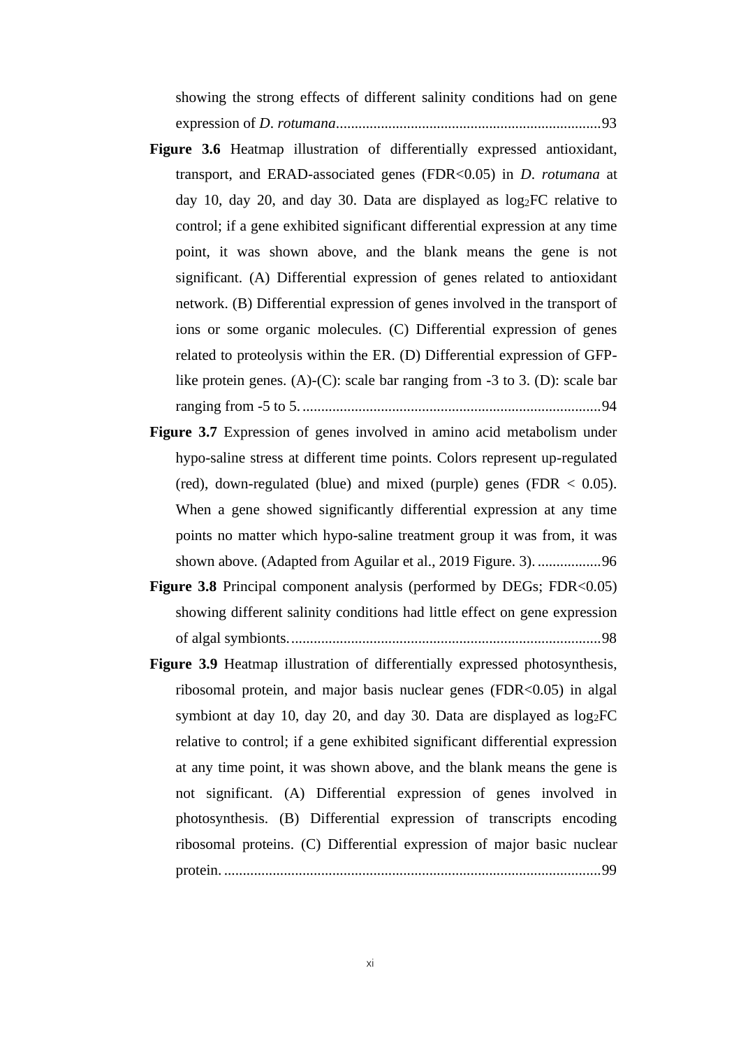showing the strong effects of different salinity conditions had on gene expression of *D. rotumana*.......................................................................93

**Figure 3.6** Heatmap illustration of differentially expressed antioxidant, transport, and ERAD-associated genes (FDR<0.05) in *D. rotumana* at day 10, day 20, and day 30. Data are displayed as $log_2$FC relative to control; if a gene exhibited significant differential expression at any time point, it was shown above, and the blank means the gene is not significant. (A) Differential expression of genes related to antioxidant network. (B) Differential expression of genes involved in the transport of ions or some organic molecules. (C) Differential expression of genes related to proteolysis within the ER. (D) Differential expression of GFP-like protein genes. (A)-(C): scale bar ranging from -3 to 3. (D): scale bar ranging from -5 to 5. ................................................................................94

**Figure 3.7** Expression of genes involved in amino acid metabolism under hypo-saline stress at different time points. Colors represent up-regulated (red), down-regulated (blue) and mixed (purple) genes (FDR < 0.05). When a gene showed significantly differential expression at any time points no matter which hypo-saline treatment group it was from, it was shown above. (Adapted from Aguilar et al., 2019 Figure. 3). .................96

**Figure 3.8** Principal component analysis (performed by DEGs; FDR<0.05) showing different salinity conditions had little effect on gene expression of algal symbionts. ...................................................................................98

**Figure 3.9** Heatmap illustration of differentially expressed photosynthesis, ribosomal protein, and major basis nuclear genes (FDR<0.05) in algal symbiont at day 10, day 20, and day 30. Data are displayed as $log_2$FC relative to control; if a gene exhibited significant differential expression at any time point, it was shown above, and the blank means the gene is not significant. (A) Differential expression of genes involved in photosynthesis. (B) Differential expression of transcripts encoding ribosomal proteins. (C) Differential expression of major basic nuclear protein. ....................................................................................................99